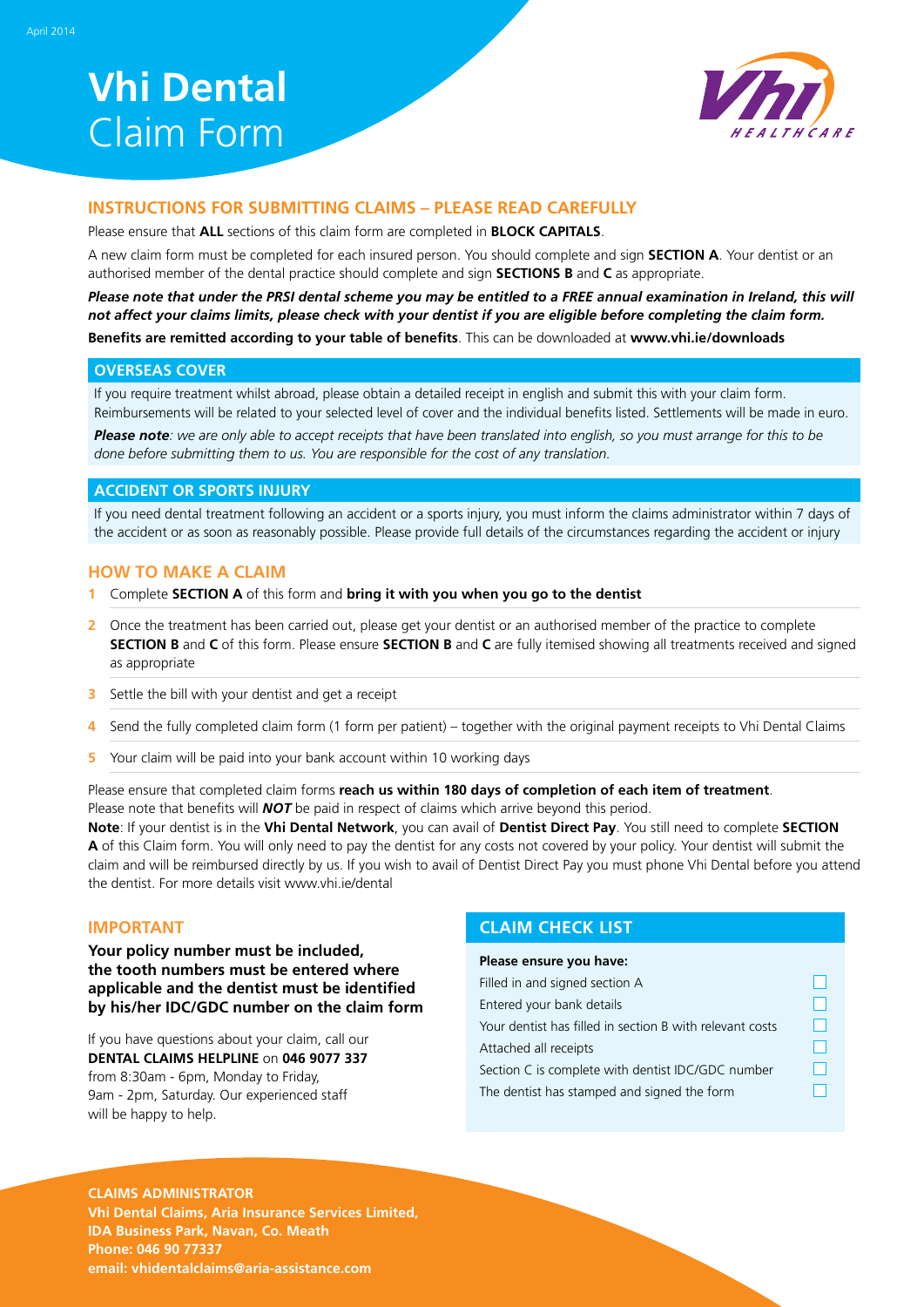April 2014

# Vhi Dental Claim Form

## INSTRUCTIONS FOR SUBMITTING CLAIMS – PLEASE READ CAREFULLY

Please ensure that **ALL** sections of this claim form are completed in **BLOCK CAPITALS**.

A new claim form must be completed for each insured person. You should complete and sign **SECTION A**. Your dentist or an authorised member of the dental practice should complete and sign **SECTIONS B** and **C** as appropriate.

***Please note that under the PRSI dental scheme you may be entitled to a FREE annual examination in Ireland, this will not affect your claims limits, please check with your dentist if you are eligible before completing the claim form.***

**Benefits are remitted according to your table of benefits**. This can be downloaded at **www.vhi.ie/downloads**

### OVERSEAS COVER

If you require treatment whilst abroad, please obtain a detailed receipt in english and submit this with your claim form. Reimbursements will be related to your selected level of cover and the individual benefits listed. Settlements will be made in euro.

***Please note****: we are only able to accept receipts that have been translated into english, so you must arrange for this to be done before submitting them to us. You are responsible for the cost of any translation.*

### ACCIDENT OR SPORTS INJURY

If you need dental treatment following an accident or a sports injury, you must inform the claims administrator within 7 days of the accident or as soon as reasonably possible. Please provide full details of the circumstances regarding the accident or injury

## HOW TO MAKE A CLAIM

1. Complete **SECTION A** of this form and **bring it with you when you go to the dentist**
2. Once the treatment has been carried out, please get your dentist or an authorised member of the practice to complete **SECTION B** and **C** of this form. Please ensure **SECTION B** and **C** are fully itemised showing all treatments received and signed as appropriate
3. Settle the bill with your dentist and get a receipt
4. Send the fully completed claim form (1 form per patient) – together with the original payment receipts to Vhi Dental Claims
5. Your claim will be paid into your bank account within 10 working days

Please ensure that completed claim forms **reach us within 180 days of completion of each item of treatment**. Please note that benefits will ***NOT*** be paid in respect of claims which arrive beyond this period.

**Note**: If your dentist is in the **Vhi Dental Network**, you can avail of **Dentist Direct Pay**. You still need to complete **SECTION A** of this Claim form. You will only need to pay the dentist for any costs not covered by your policy. Your dentist will submit the claim and will be reimbursed directly by us. If you wish to avail of Dentist Direct Pay you must phone Vhi Dental before you attend the dentist. For more details visit www.vhi.ie/dental

## IMPORTANT

**Your policy number must be included, the tooth numbers must be entered where applicable and the dentist must be identified by his/her IDC/GDC number on the claim form**

If you have questions about your claim, call our **DENTAL CLAIMS HELPLINE** on **046 9077 337** from 8:30am - 6pm, Monday to Friday, 9am - 2pm, Saturday. Our experienced staff will be happy to help.

## CLAIM CHECK LIST

**Please ensure you have:**

- Filled in and signed section A ☐
- Entered your bank details ☐
- Your dentist has filled in section B with relevant costs ☐
- Attached all receipts ☐
- Section C is complete with dentist IDC/GDC number ☐
- The dentist has stamped and signed the form ☐

**CLAIMS ADMINISTRATOR**
**Vhi Dental Claims, Aria Insurance Services Limited,**
**IDA Business Park, Navan, Co. Meath**
**Phone: 046 90 77337**
**email: vhidentalclaims@aria-assistance.com**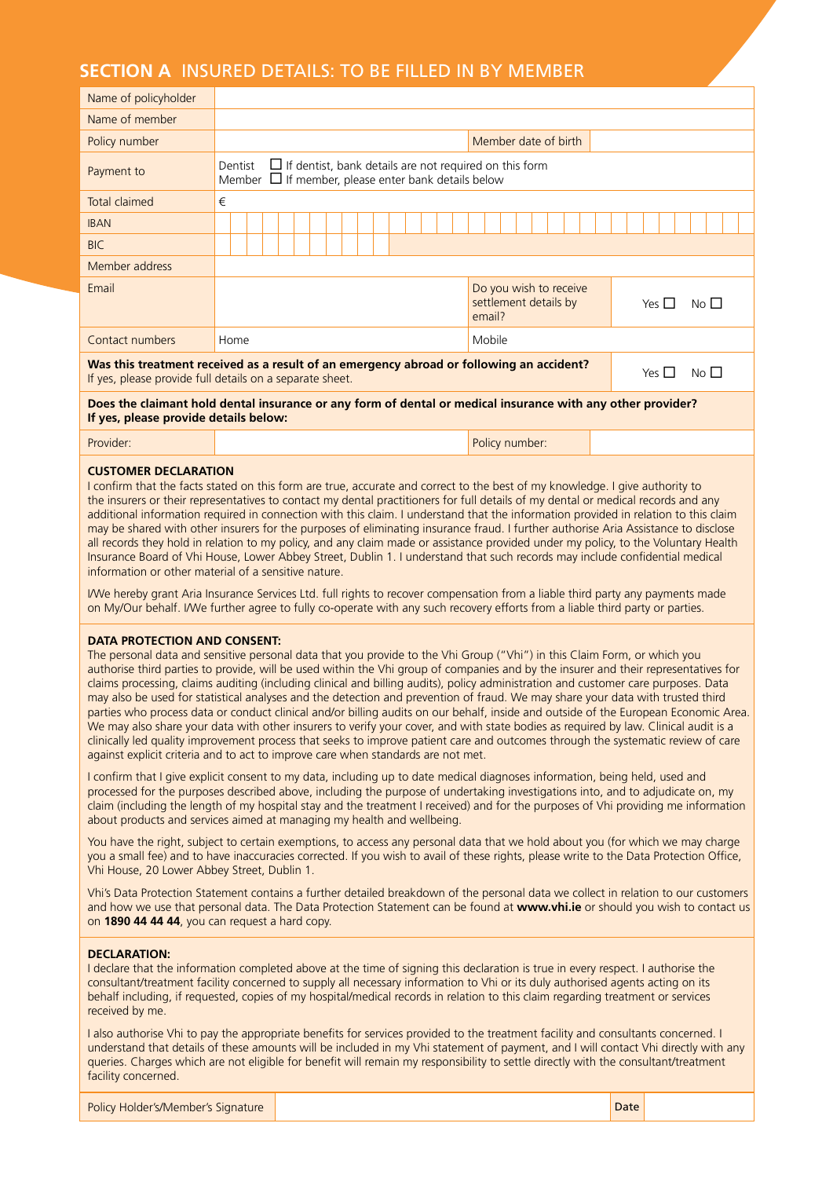## SECTION A INSURED DETAILS: TO BE FILLED IN BY MEMBER

| Name of policyholder | | | |
|---|---|---|---|
| Name of member | | | |
| Policy number | | Member date of birth | |
| Payment to | Dentist ☐ If dentist, bank details are not required on this form<br>Member ☐ If member, please enter bank details below | | |
| Total claimed | € | | |
| IBAN | | | |
| BIC | | | |
| Member address | | | |
| Email | | Do you wish to receive settlement details by email? | Yes ☐ No ☐ |
| Contact numbers | Home | Mobile | |

**Was this treatment received as a result of an emergency abroad or following an accident?** Yes ☐ No ☐
If yes, please provide full details on a separate sheet.

**Does the claimant hold dental insurance or any form of dental or medical insurance with any other provider? If yes, please provide details below:**

| Provider: | | Policy number: | |
|---|---|---|---|

**CUSTOMER DECLARATION**

I confirm that the facts stated on this form are true, accurate and correct to the best of my knowledge. I give authority to the insurers or their representatives to contact my dental practitioners for full details of my dental or medical records and any additional information required in connection with this claim. I understand that the information provided in relation to this claim may be shared with other insurers for the purposes of eliminating insurance fraud. I further authorise Aria Assistance to disclose all records they hold in relation to my policy, and any claim made or assistance provided under my policy, to the Voluntary Health Insurance Board of Vhi House, Lower Abbey Street, Dublin 1. I understand that such records may include confidential medical information or other material of a sensitive nature.

I/We hereby grant Aria Insurance Services Ltd. full rights to recover compensation from a liable third party any payments made on My/Our behalf. I/We further agree to fully co-operate with any such recovery efforts from a liable third party or parties.

**DATA PROTECTION AND CONSENT:**

The personal data and sensitive personal data that you provide to the Vhi Group ("Vhi") in this Claim Form, or which you authorise third parties to provide, will be used within the Vhi group of companies and by the insurer and their representatives for claims processing, claims auditing (including clinical and billing audits), policy administration and customer care purposes. Data may also be used for statistical analyses and the detection and prevention of fraud. We may share your data with trusted third parties who process data or conduct clinical and/or billing audits on our behalf, inside and outside of the European Economic Area. We may also share your data with other insurers to verify your cover, and with state bodies as required by law. Clinical audit is a clinically led quality improvement process that seeks to improve patient care and outcomes through the systematic review of care against explicit criteria and to act to improve care when standards are not met.

I confirm that I give explicit consent to my data, including up to date medical diagnoses information, being held, used and processed for the purposes described above, including the purpose of undertaking investigations into, and to adjudicate on, my claim (including the length of my hospital stay and the treatment I received) and for the purposes of Vhi providing me information about products and services aimed at managing my health and wellbeing.

You have the right, subject to certain exemptions, to access any personal data that we hold about you (for which we may charge you a small fee) and to have inaccuracies corrected. If you wish to avail of these rights, please write to the Data Protection Office, Vhi House, 20 Lower Abbey Street, Dublin 1.

Vhi's Data Protection Statement contains a further detailed breakdown of the personal data we collect in relation to our customers and how we use that personal data. The Data Protection Statement can be found at **www.vhi.ie** or should you wish to contact us on **1890 44 44 44**, you can request a hard copy.

**DECLARATION:**

I declare that the information completed above at the time of signing this declaration is true in every respect. I authorise the consultant/treatment facility concerned to supply all necessary information to Vhi or its duly authorised agents acting on its behalf including, if requested, copies of my hospital/medical records in relation to this claim regarding treatment or services received by me.

I also authorise Vhi to pay the appropriate benefits for services provided to the treatment facility and consultants concerned. I understand that details of these amounts will be included in my Vhi statement of payment, and I will contact Vhi directly with any queries. Charges which are not eligible for benefit will remain my responsibility to settle directly with the consultant/treatment facility concerned.

| Policy Holder's/Member's Signature | | **Date** | |
|---|---|---|---|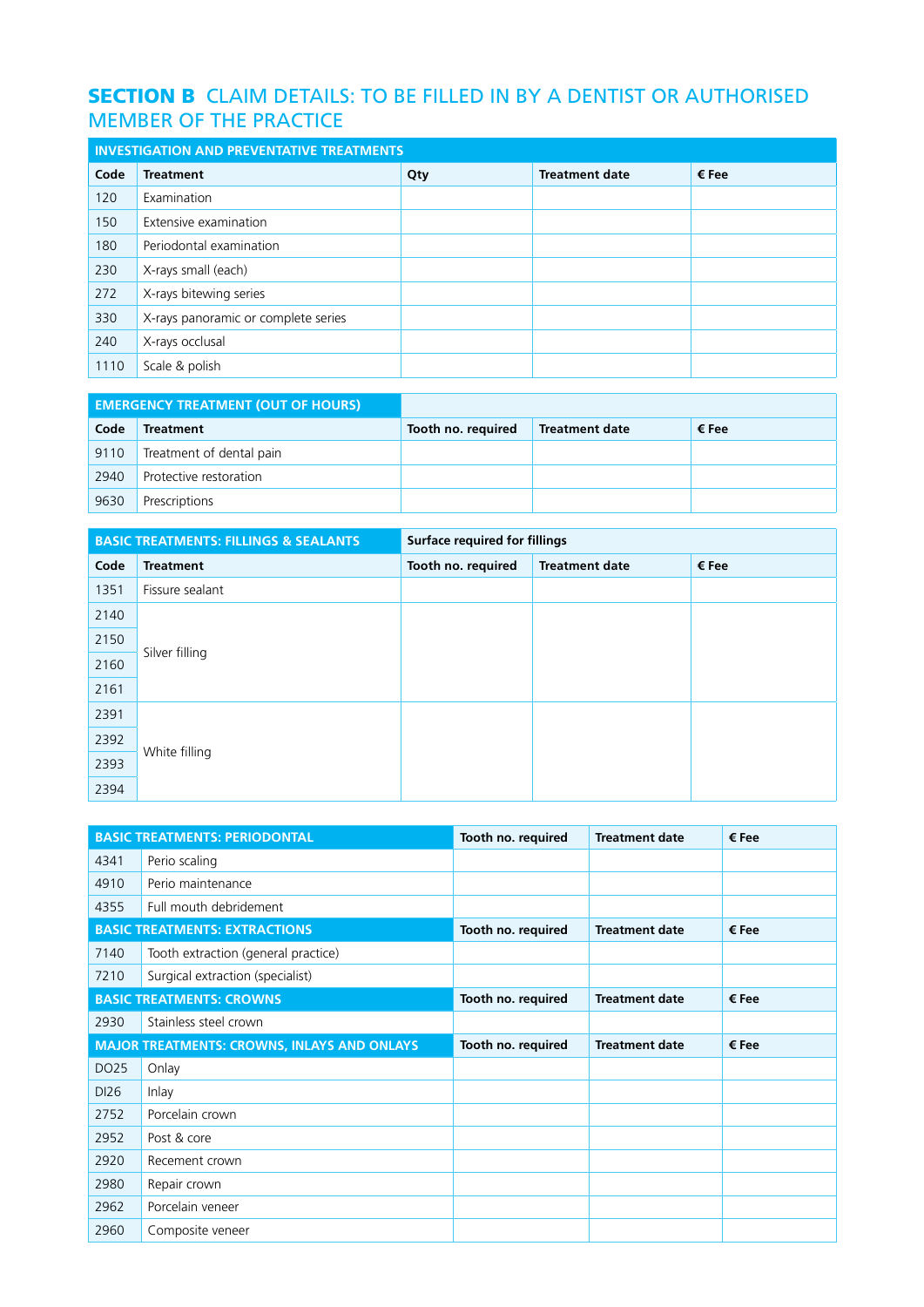## SECTION B CLAIM DETAILS: TO BE FILLED IN BY A DENTIST OR AUTHORISED MEMBER OF THE PRACTICE

| INVESTIGATION AND PREVENTATIVE TREATMENTS | | | | |
|---|---|---|---|---|
| **Code** | **Treatment** | **Qty** | **Treatment date** | **€ Fee** |
| 120 | Examination | | | |
| 150 | Extensive examination | | | |
| 180 | Periodontal examination | | | |
| 230 | X-rays small (each) | | | |
| 272 | X-rays bitewing series | | | |
| 330 | X-rays panoramic or complete series | | | |
| 240 | X-rays occlusal | | | |
| 1110 | Scale & polish | | | |

| EMERGENCY TREATMENT (OUT OF HOURS) | | | | |
|---|---|---|---|---|
| **Code** | **Treatment** | **Tooth no. required** | **Treatment date** | **€ Fee** |
| 9110 | Treatment of dental pain | | | |
| 2940 | Protective restoration | | | |
| 9630 | Prescriptions | | | |

| BASIC TREATMENTS: FILLINGS & SEALANTS | | Surface required for fillings | | |
|---|---|---|---|---|
| **Code** | **Treatment** | **Tooth no. required** | **Treatment date** | **€ Fee** |
| 1351 | Fissure sealant | | | |
| 2140 | Silver filling | | | |
| 2150 | | | | |
| 2160 | | | | |
| 2161 | | | | |
| 2391 | White filling | | | |
| 2392 | | | | |
| 2393 | | | | |
| 2394 | | | | |

| BASIC TREATMENTS: PERIODONTAL | | Tooth no. required | Treatment date | € Fee |
|---|---|---|---|---|
| 4341 | Perio scaling | | | |
| 4910 | Perio maintenance | | | |
| 4355 | Full mouth debridement | | | |
| **BASIC TREATMENTS: EXTRACTIONS** | | **Tooth no. required** | **Treatment date** | **€ Fee** |
| 7140 | Tooth extraction (general practice) | | | |
| 7210 | Surgical extraction (specialist) | | | |
| **BASIC TREATMENTS: CROWNS** | | **Tooth no. required** | **Treatment date** | **€ Fee** |
| 2930 | Stainless steel crown | | | |
| **MAJOR TREATMENTS: CROWNS, INLAYS AND ONLAYS** | | **Tooth no. required** | **Treatment date** | **€ Fee** |
| DO25 | Onlay | | | |
| DI26 | Inlay | | | |
| 2752 | Porcelain crown | | | |
| 2952 | Post & core | | | |
| 2920 | Recement crown | | | |
| 2980 | Repair crown | | | |
| 2962 | Porcelain veneer | | | |
| 2960 | Composite veneer | | | |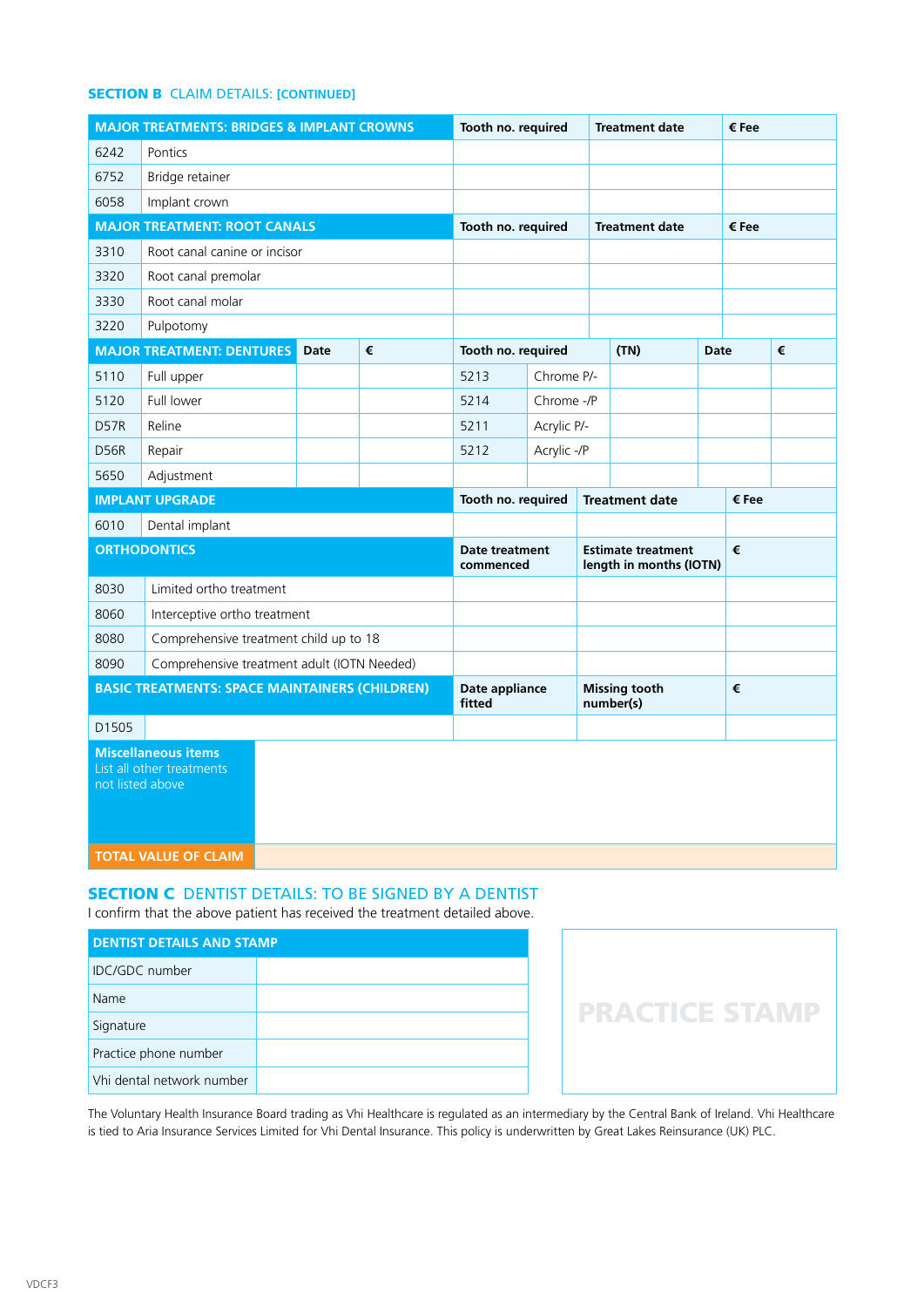## SECTION B CLAIM DETAILS: [CONTINUED]

| MAJOR TREATMENTS: BRIDGES & IMPLANT CROWNS | | Tooth no. required | Treatment date | € Fee |
|---|---|---|---|---|
| 6242 | Pontics | | | |
| 6752 | Bridge retainer | | | |
| 6058 | Implant crown | | | |

| MAJOR TREATMENT: ROOT CANALS | | Tooth no. required | Treatment date | € Fee |
|---|---|---|---|---|
| 3310 | Root canal canine or incisor | | | |
| 3320 | Root canal premolar | | | |
| 3330 | Root canal molar | | | |
| 3220 | Pulpotomy | | | |

| MAJOR TREATMENT: DENTURES | | Date | € | Tooth no. required | | (TN) | Date | € |
|---|---|---|---|---|---|---|---|---|
| 5110 | Full upper | | | 5213 | Chrome P/- | | | |
| 5120 | Full lower | | | 5214 | Chrome -/P | | | |
| D57R | Reline | | | 5211 | Acrylic P/- | | | |
| D56R | Repair | | | 5212 | Acrylic -/P | | | |
| 5650 | Adjustment | | | | | | | |

| IMPLANT UPGRADE | | Tooth no. required | Treatment date | € Fee |
|---|---|---|---|---|
| 6010 | Dental implant | | | |

| ORTHODONTICS | | Date treatment commenced | Estimate treatment length in months (IOTN) | € |
|---|---|---|---|---|
| 8030 | Limited ortho treatment | | | |
| 8060 | Interceptive ortho treatment | | | |
| 8080 | Comprehensive treatment child up to 18 | | | |
| 8090 | Comprehensive treatment adult (IOTN Needed) | | | |

| BASIC TREATMENTS: SPACE MAINTAINERS (CHILDREN) | | Date appliance fitted | Missing tooth number(s) | € |
|---|---|---|---|---|
| D1505 | | | | |

| | |
|---|---|
| **Miscellaneous items** List all other treatments not listed above | |
| **TOTAL VALUE OF CLAIM** | |

## SECTION C DENTIST DETAILS: TO BE SIGNED BY A DENTIST

I confirm that the above patient has received the treatment detailed above.

| DENTIST DETAILS AND STAMP | |
|---|---|
| IDC/GDC number | |
| Name | |
| Signature | |
| Practice phone number | |
| Vhi dental network number | |

PRACTICE STAMP

The Voluntary Health Insurance Board trading as Vhi Healthcare is regulated as an intermediary by the Central Bank of Ireland. Vhi Healthcare is tied to Aria Insurance Services Limited for Vhi Dental Insurance. This policy is underwritten by Great Lakes Reinsurance (UK) PLC.

VDCF3